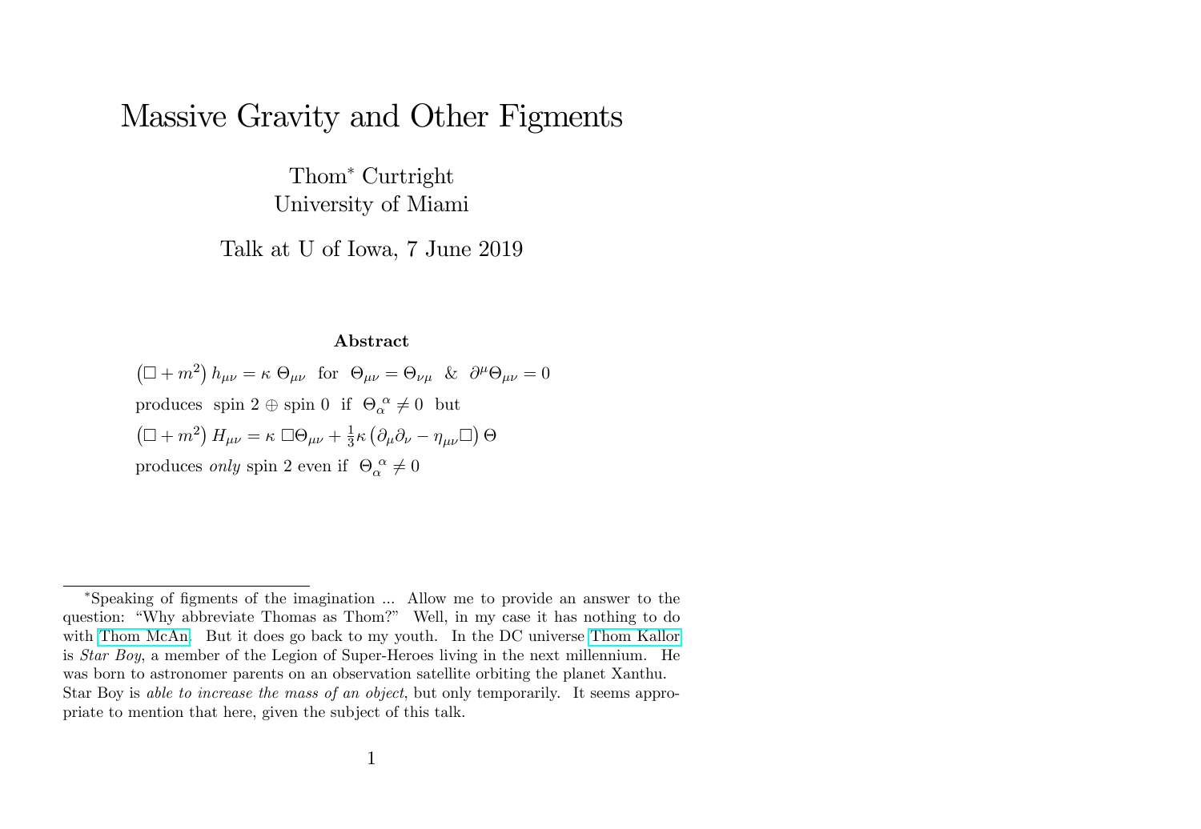# Massive Gravity and Other Figments

Thom* Curtright
University of Miami

Talk at U of Iowa, 7 June 2019

### Abstract

$\left(\square + m^2\right) h_{\mu\nu} = \kappa \; \Theta_{\mu\nu}$ for $\Theta_{\mu\nu} = \Theta_{\nu\mu}$ & $\partial^\mu \Theta_{\mu\nu} = 0$

produces spin 2 $\oplus$ spin 0 if $\Theta_\alpha^{\ \alpha} \neq 0$ but

$\left(\square + m^2\right) H_{\mu\nu} = \kappa \; \square \Theta_{\mu\nu} + \frac{1}{3}\kappa \left(\partial_\mu \partial_\nu - \eta_{\mu\nu} \square\right) \Theta$

produces *only* spin 2 even if $\Theta_\alpha^{\ \alpha} \neq 0$

---

*Speaking of figments of the imagination ... Allow me to provide an answer to the question: "Why abbreviate Thomas as Thom?" Well, in my case it has nothing to do with Thom McAn. But it does go back to my youth. In the DC universe Thom Kallor is *Star Boy*, a member of the Legion of Super-Heroes living in the next millennium. He was born to astronomer parents on an observation satellite orbiting the planet Xanthu. Star Boy is *able to increase the mass of an object*, but only temporarily. It seems appropriate to mention that here, given the subject of this talk.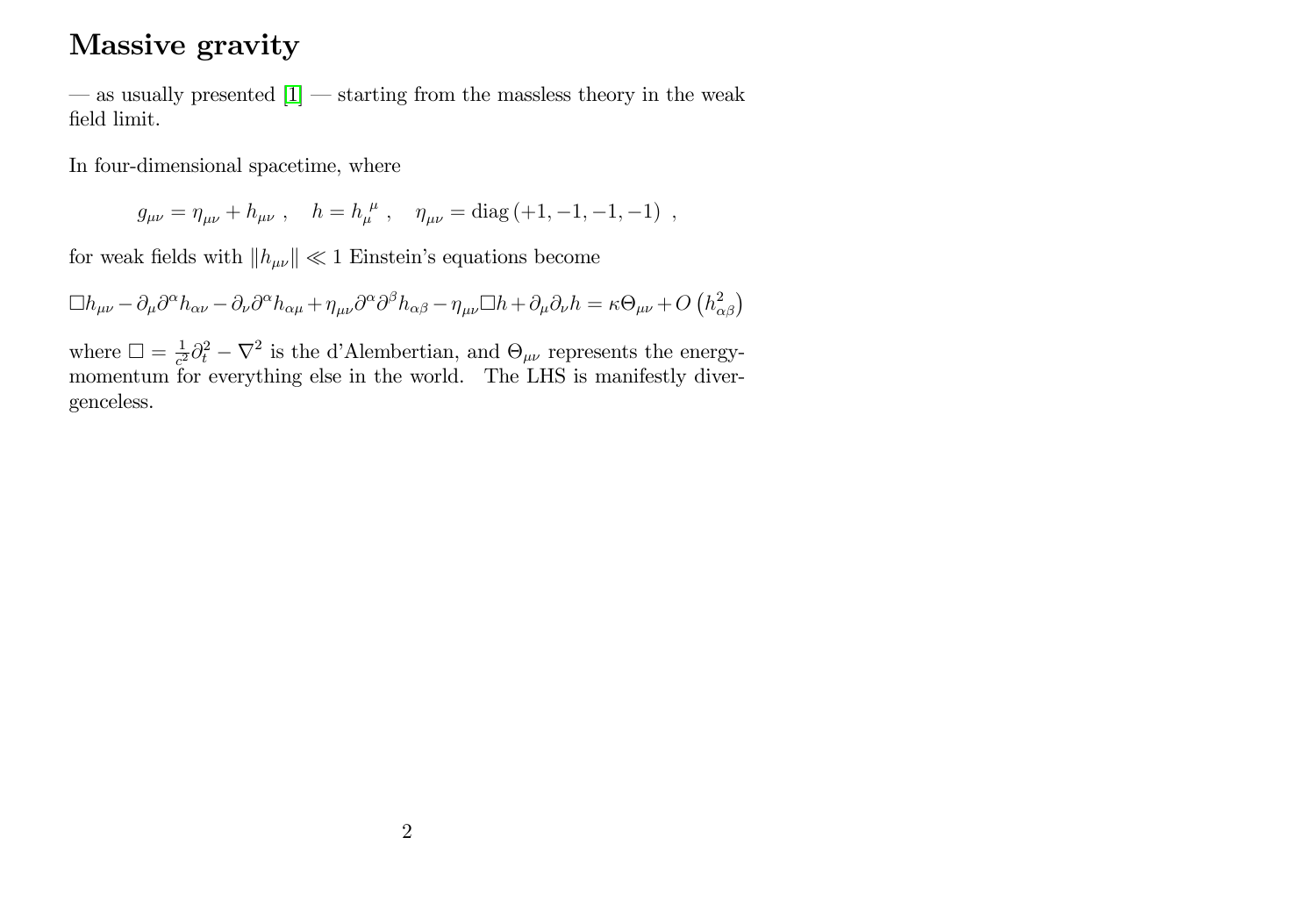# Massive gravity

— as usually presented [1] — starting from the massless theory in the weak field limit.

In four-dimensional spacetime, where

$$g_{\mu\nu} = \eta_{\mu\nu} + h_{\mu\nu} \ , \quad h = h_{\mu}^{\ \mu} \ , \quad \eta_{\mu\nu} = \operatorname{diag}\left(+1, -1, -1, -1\right) \ ,$$

for weak fields with $\|h_{\mu\nu}\| \ll 1$ Einstein's equations become

$$\square h_{\mu\nu} - \partial_\mu \partial^\alpha h_{\alpha\nu} - \partial_\nu \partial^\alpha h_{\alpha\mu} + \eta_{\mu\nu} \partial^\alpha \partial^\beta h_{\alpha\beta} - \eta_{\mu\nu} \square h + \partial_\mu \partial_\nu h = \kappa \Theta_{\mu\nu} + O\left(h_{\alpha\beta}^2\right)$$

where $\square = \frac{1}{c^2}\partial_t^2 - \nabla^2$ is the d'Alembertian, and $\Theta_{\mu\nu}$ represents the energy-momentum for everything else in the world. The LHS is manifestly divergenceless.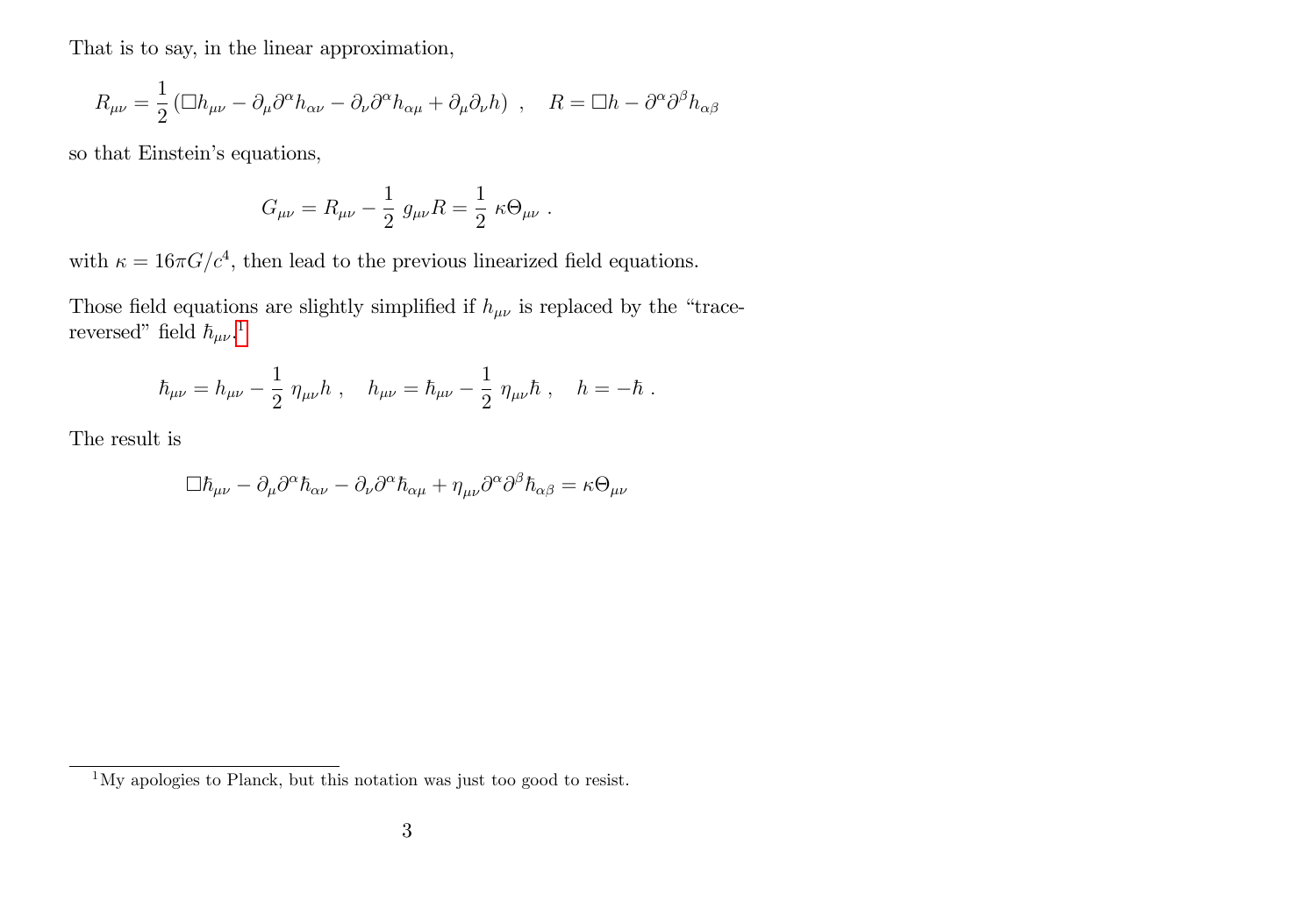That is to say, in the linear approximation,

$$R_{\mu\nu} = \frac{1}{2}\left(\Box h_{\mu\nu} - \partial_\mu \partial^\alpha h_{\alpha\nu} - \partial_\nu \partial^\alpha h_{\alpha\mu} + \partial_\mu \partial_\nu h\right) \ , \quad R = \Box h - \partial^\alpha \partial^\beta h_{\alpha\beta}$$

so that Einstein's equations,

$$G_{\mu\nu} = R_{\mu\nu} - \frac{1}{2}\ g_{\mu\nu} R = \frac{1}{2}\ \kappa \Theta_{\mu\nu}\ .$$

with $\kappa = 16\pi G/c^4$, then lead to the previous linearized field equations.

Those field equations are slightly simplified if $h_{\mu\nu}$ is replaced by the "trace-reversed" field $\hbar_{\mu\nu}$.[1]

$$\hbar_{\mu\nu} = h_{\mu\nu} - \frac{1}{2}\ \eta_{\mu\nu} h\ , \quad h_{\mu\nu} = \hbar_{\mu\nu} - \frac{1}{2}\ \eta_{\mu\nu} \hbar\ , \quad h = -\hbar\ .$$

The result is

$$\Box \hbar_{\mu\nu} - \partial_\mu \partial^\alpha \hbar_{\alpha\nu} - \partial_\nu \partial^\alpha \hbar_{\alpha\mu} + \eta_{\mu\nu} \partial^\alpha \partial^\beta \hbar_{\alpha\beta} = \kappa \Theta_{\mu\nu}$$

[1] My apologies to Planck, but this notation was just too good to resist.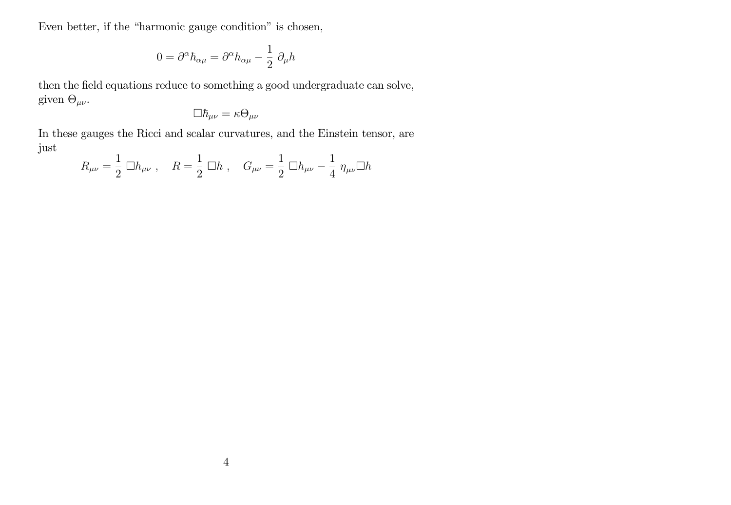Even better, if the "harmonic gauge condition" is chosen,

$$0 = \partial^\alpha \hbar_{\alpha\mu} = \partial^\alpha h_{\alpha\mu} - \frac{1}{2}\, \partial_\mu h$$

then the field equations reduce to something a good undergraduate can solve, given $\Theta_{\mu\nu}$.

$$\Box \hbar_{\mu\nu} = \kappa \Theta_{\mu\nu}$$

In these gauges the Ricci and scalar curvatures, and the Einstein tensor, are just

$$R_{\mu\nu} = \frac{1}{2}\, \Box h_{\mu\nu}\ , \quad R = \frac{1}{2}\, \Box h\ , \quad G_{\mu\nu} = \frac{1}{2}\, \Box h_{\mu\nu} - \frac{1}{4}\, \eta_{\mu\nu} \Box h$$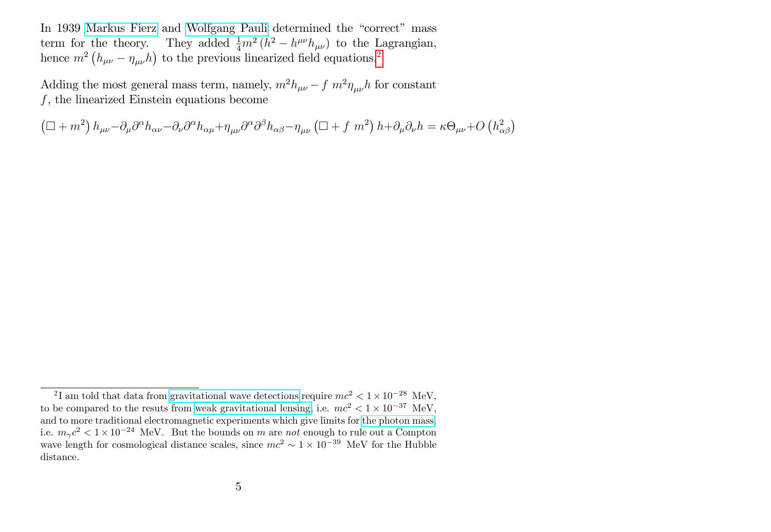In 1939 Markus Fierz and Wolfgang Pauli determined the "correct" mass term for the theory. They added $\frac{1}{4}m^2\left(h^2 - h^{\mu\nu}h_{\mu\nu}\right)$ to the Lagrangian, hence $m^2\left(h_{\mu\nu} - \eta_{\mu\nu}h\right)$ to the previous linearized field equations.[2]

Adding the most general mass term, namely, $m^2 h_{\mu\nu} - f\ m^2 \eta_{\mu\nu} h$ for constant $f$, the linearized Einstein equations become

$$\left(\Box + m^2\right) h_{\mu\nu} - \partial_\mu \partial^\alpha h_{\alpha\nu} - \partial_\nu \partial^\alpha h_{\alpha\mu} + \eta_{\mu\nu} \partial^\alpha \partial^\beta h_{\alpha\beta} - \eta_{\mu\nu}\left(\Box + f\ m^2\right) h + \partial_\mu \partial_\nu h = \kappa \Theta_{\mu\nu} + O\left(h_{\alpha\beta}^2\right)$$

[2] I am told that data from gravitational wave detections require $mc^2 < 1 \times 10^{-28}$ MeV, to be compared to the resuts from weak gravitational lensing, i.e. $mc^2 < 1 \times 10^{-37}$ MeV, and to more traditional electromagnetic experiments which give limits for the photon mass, i.e. $m_\gamma c^2 < 1 \times 10^{-24}$ MeV. But the bounds on $m$ are *not* enough to rule out a Compton wave length for cosmological distance scales, since $mc^2 \sim 1 \times 10^{-39}$ MeV for the Hubble distance.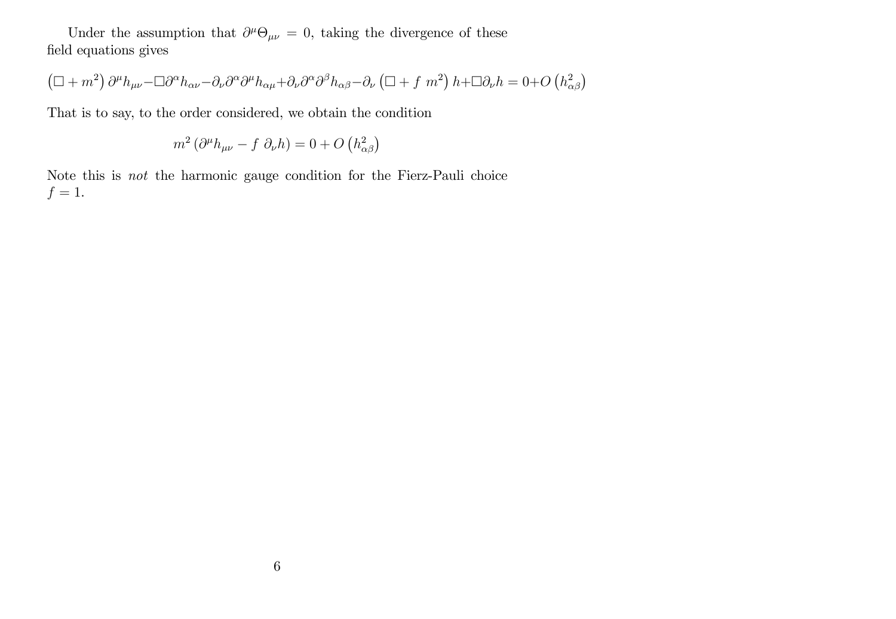Under the assumption that $\partial^\mu \Theta_{\mu\nu} = 0$, taking the divergence of these field equations gives

$$\left(\Box + m^2\right) \partial^\mu h_{\mu\nu} - \Box \partial^\alpha h_{\alpha\nu} - \partial_\nu \partial^\alpha \partial^\mu h_{\alpha\mu} + \partial_\nu \partial^\alpha \partial^\beta h_{\alpha\beta} - \partial_\nu \left(\Box + f\ m^2\right) h + \Box \partial_\nu h = 0 + O\left(h_{\alpha\beta}^2\right)$$

That is to say, to the order considered, we obtain the condition

$$m^2 \left(\partial^\mu h_{\mu\nu} - f\ \partial_\nu h\right) = 0 + O\left(h_{\alpha\beta}^2\right)$$

Note this is *not* the harmonic gauge condition for the Fierz-Pauli choice $f = 1$.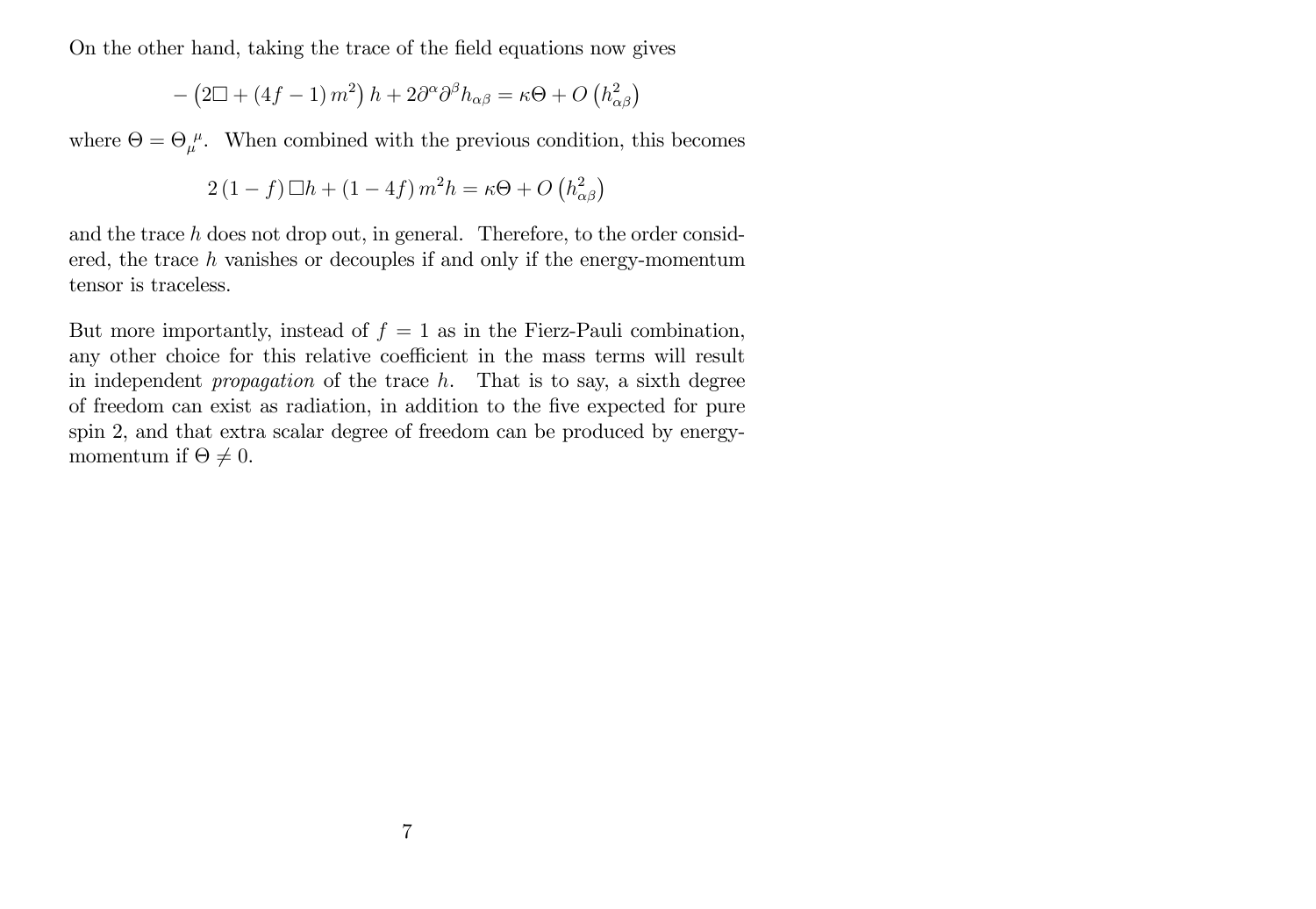On the other hand, taking the trace of the field equations now gives

$$-\left(2\Box + (4f-1)\,m^2\right)h + 2\partial^\alpha\partial^\beta h_{\alpha\beta} = \kappa\Theta + O\left(h_{\alpha\beta}^2\right)$$

where $\Theta = \Theta_\mu^{\ \mu}$. When combined with the previous condition, this becomes

$$2\,(1-f)\,\Box h + (1-4f)\,m^2 h = \kappa\Theta + O\left(h_{\alpha\beta}^2\right)$$

and the trace $h$ does not drop out, in general. Therefore, to the order considered, the trace $h$ vanishes or decouples if and only if the energy-momentum tensor is traceless.

But more importantly, instead of $f = 1$ as in the Fierz-Pauli combination, any other choice for this relative coefficient in the mass terms will result in independent *propagation* of the trace $h$. That is to say, a sixth degree of freedom can exist as radiation, in addition to the five expected for pure spin 2, and that extra scalar degree of freedom can be produced by energy-momentum if $\Theta \neq 0$.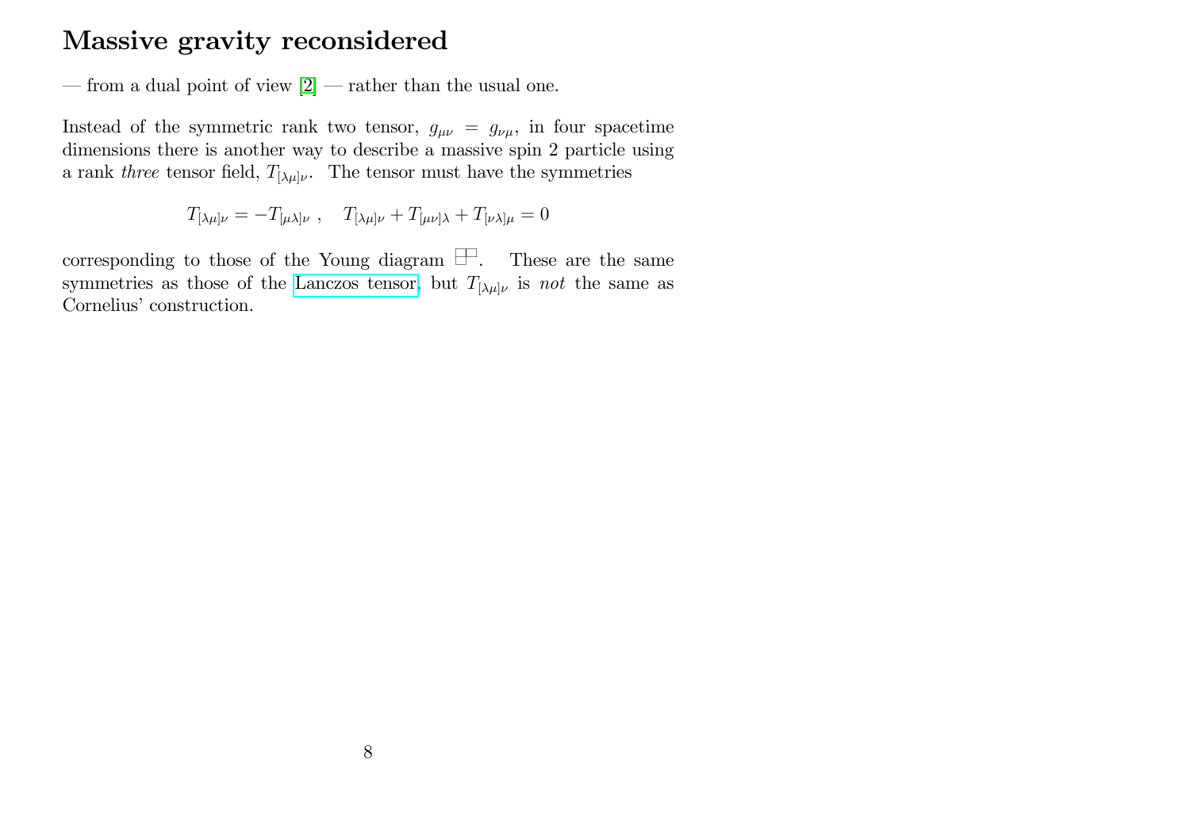# Massive gravity reconsidered

— from a dual point of view [2] — rather than the usual one.

Instead of the symmetric rank two tensor, $g_{\mu\nu} = g_{\nu\mu}$, in four spacetime dimensions there is another way to describe a massive spin 2 particle using a rank *three* tensor field, $T_{[\lambda\mu]\nu}$. The tensor must have the symmetries

$$T_{[\lambda\mu]\nu} = -T_{[\mu\lambda]\nu} \ , \quad T_{[\lambda\mu]\nu} + T_{[\mu\nu]\lambda} + T_{[\nu\lambda]\mu} = 0$$

corresponding to those of the Young diagram $\begin{smallmatrix}\square\square\\\square\end{smallmatrix}$. These are the same symmetries as those of the Lanczos tensor, but $T_{[\lambda\mu]\nu}$ is *not* the same as Cornelius' construction.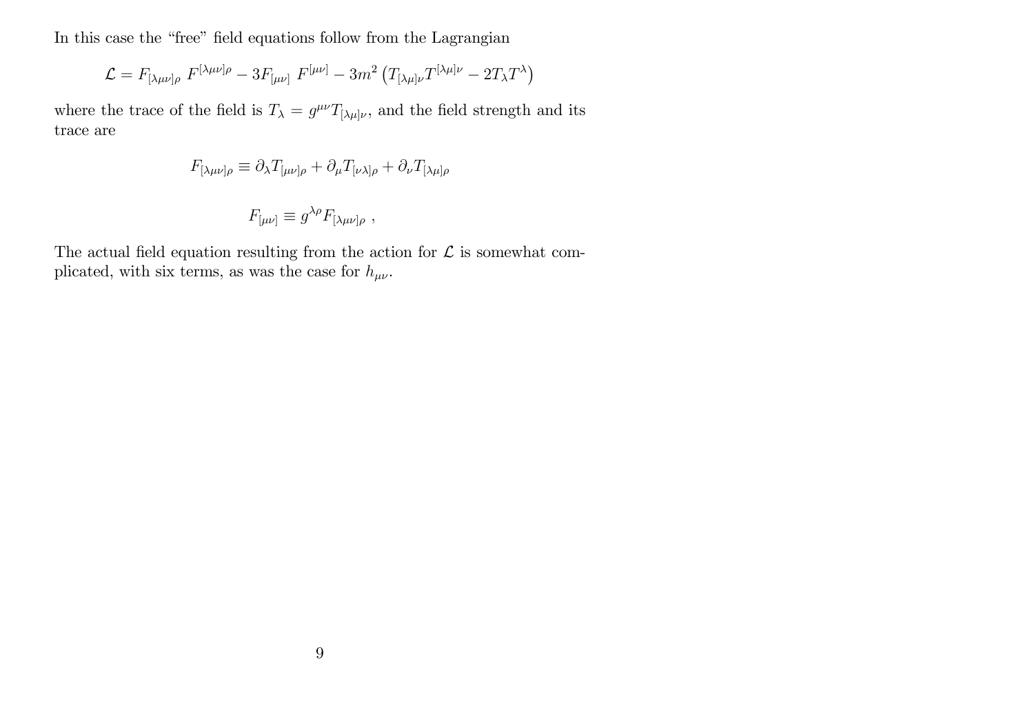In this case the "free" field equations follow from the Lagrangian

$$\mathcal{L} = F_{[\lambda\mu\nu]\rho}\, F^{[\lambda\mu\nu]\rho} - 3F_{[\mu\nu]}\, F^{[\mu\nu]} - 3m^2 \left( T_{[\lambda\mu]\nu} T^{[\lambda\mu]\nu} - 2T_\lambda T^\lambda \right)$$

where the trace of the field is $T_\lambda = g^{\mu\nu} T_{[\lambda\mu]\nu}$, and the field strength and its trace are

$$F_{[\lambda\mu\nu]\rho} \equiv \partial_\lambda T_{[\mu\nu]\rho} + \partial_\mu T_{[\nu\lambda]\rho} + \partial_\nu T_{[\lambda\mu]\rho}$$

$$F_{[\mu\nu]} \equiv g^{\lambda\rho} F_{[\lambda\mu\nu]\rho} \ ,$$

The actual field equation resulting from the action for $\mathcal{L}$ is somewhat complicated, with six terms, as was the case for $h_{\mu\nu}$.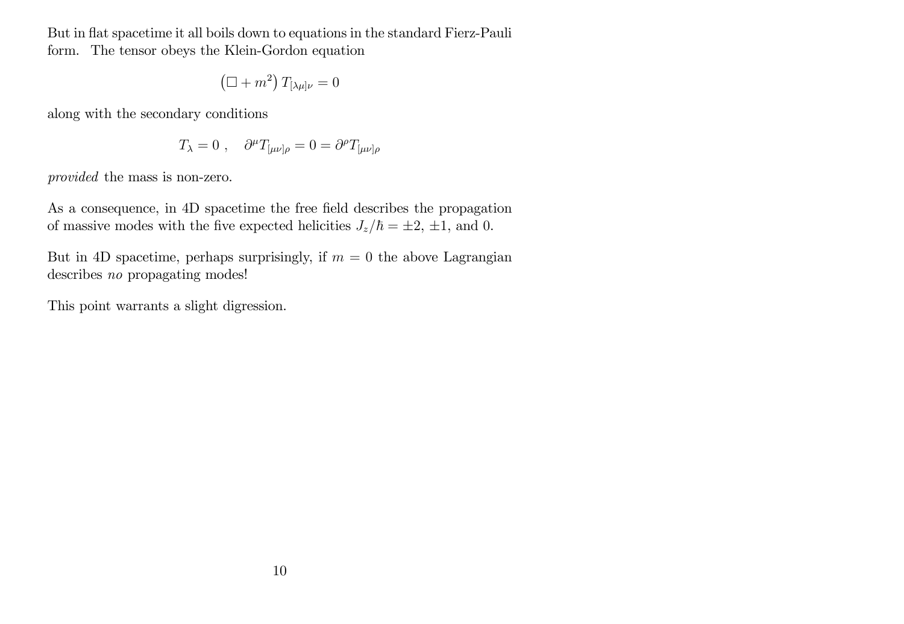But in flat spacetime it all boils down to equations in the standard Fierz-Pauli form. The tensor obeys the Klein-Gordon equation

$$\left(\Box + m^2\right) T_{[\lambda\mu]\nu} = 0$$

along with the secondary conditions

$$T_\lambda = 0 \ , \quad \partial^\mu T_{[\mu\nu]\rho} = 0 = \partial^\rho T_{[\mu\nu]\rho}$$

*provided* the mass is non-zero.

As a consequence, in 4D spacetime the free field describes the propagation of massive modes with the five expected helicities $J_z/\hbar = \pm 2$, $\pm 1$, and $0$.

But in 4D spacetime, perhaps surprisingly, if $m = 0$ the above Lagrangian describes *no* propagating modes!

This point warrants a slight digression.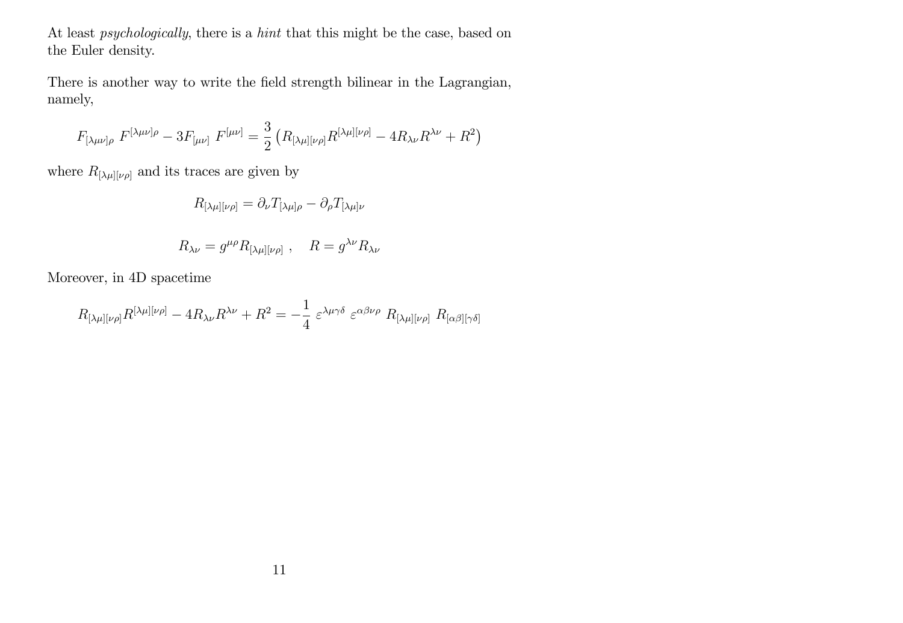At least *psychologically*, there is a *hint* that this might be the case, based on the Euler density.

There is another way to write the field strength bilinear in the Lagrangian, namely,

$$F_{[\lambda\mu\nu]\rho}\ F^{[\lambda\mu\nu]\rho} - 3F_{[\mu\nu]}\ F^{[\mu\nu]} = \frac{3}{2}\left(R_{[\lambda\mu][\nu\rho]}R^{[\lambda\mu][\nu\rho]} - 4R_{\lambda\nu}R^{\lambda\nu} + R^2\right)$$

where $R_{[\lambda\mu][\nu\rho]}$ and its traces are given by

$$R_{[\lambda\mu][\nu\rho]} = \partial_\nu T_{[\lambda\mu]\rho} - \partial_\rho T_{[\lambda\mu]\nu}$$

$$R_{\lambda\nu} = g^{\mu\rho}R_{[\lambda\mu][\nu\rho]}\ , \quad R = g^{\lambda\nu}R_{\lambda\nu}$$

Moreover, in 4D spacetime

$$R_{[\lambda\mu][\nu\rho]}R^{[\lambda\mu][\nu\rho]} - 4R_{\lambda\nu}R^{\lambda\nu} + R^2 = -\frac{1}{4}\ \varepsilon^{\lambda\mu\gamma\delta}\ \varepsilon^{\alpha\beta\nu\rho}\ R_{[\lambda\mu][\nu\rho]}\ R_{[\alpha\beta][\gamma\delta]}$$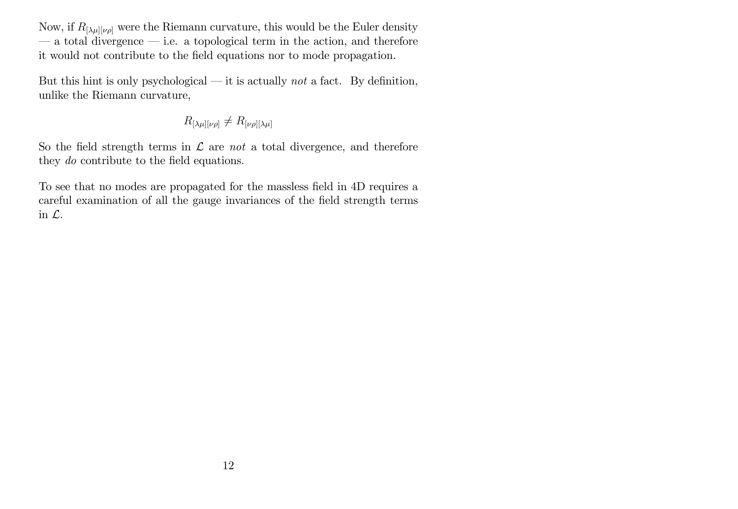Now, if $R_{[\lambda\mu][\nu\rho]}$ were the Riemann curvature, this would be the Euler density — a total divergence — i.e. a topological term in the action, and therefore it would not contribute to the field equations nor to mode propagation.

But this hint is only psychological — it is actually *not* a fact. By definition, unlike the Riemann curvature,

$$R_{[\lambda\mu][\nu\rho]} \neq R_{[\nu\rho][\lambda\mu]}$$

So the field strength terms in $\mathcal{L}$ are *not* a total divergence, and therefore they *do* contribute to the field equations.

To see that no modes are propagated for the massless field in 4D requires a careful examination of all the gauge invariances of the field strength terms in $\mathcal{L}$.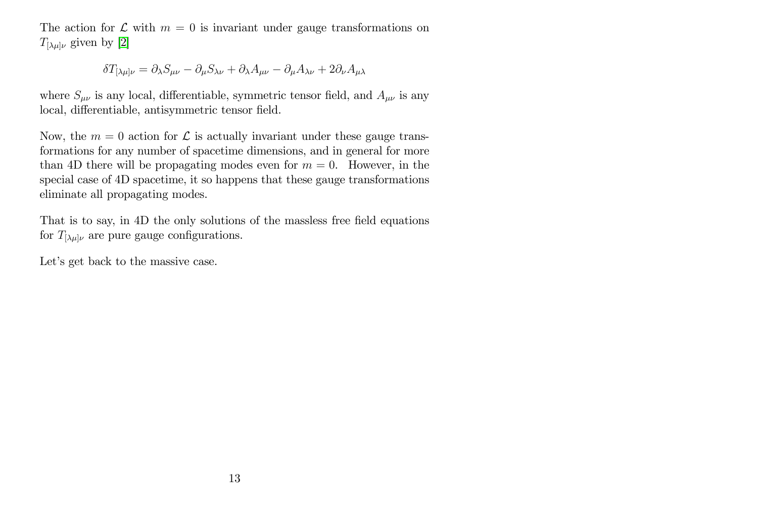The action for $\mathcal{L}$ with $m = 0$ is invariant under gauge transformations on $T_{[\lambda\mu]\nu}$ given by [2]

$$\delta T_{[\lambda\mu]\nu} = \partial_\lambda S_{\mu\nu} - \partial_\mu S_{\lambda\nu} + \partial_\lambda A_{\mu\nu} - \partial_\mu A_{\lambda\nu} + 2\partial_\nu A_{\mu\lambda}$$

where $S_{\mu\nu}$ is any local, differentiable, symmetric tensor field, and $A_{\mu\nu}$ is any local, differentiable, antisymmetric tensor field.

Now, the $m = 0$ action for $\mathcal{L}$ is actually invariant under these gauge transformations for any number of spacetime dimensions, and in general for more than 4D there will be propagating modes even for $m = 0$. However, in the special case of 4D spacetime, it so happens that these gauge transformations eliminate all propagating modes.

That is to say, in 4D the only solutions of the massless free field equations for $T_{[\lambda\mu]\nu}$ are pure gauge configurations.

Let's get back to the massive case.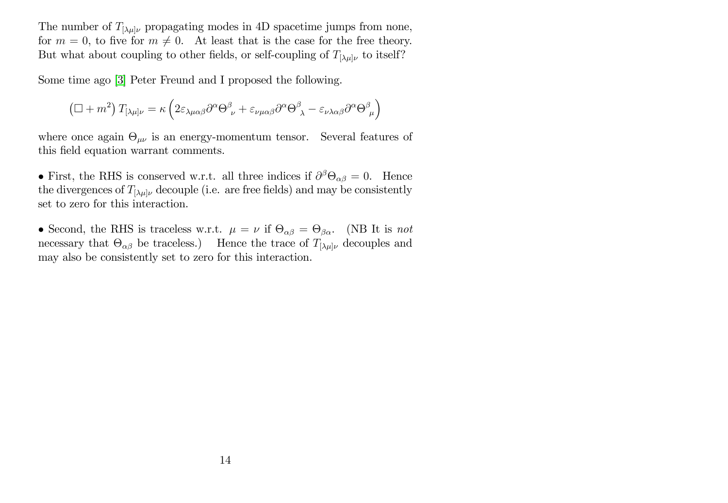The number of $T_{[\lambda\mu]\nu}$ propagating modes in 4D spacetime jumps from none, for $m = 0$, to five for $m \neq 0$. At least that is the case for the free theory. But what about coupling to other fields, or self-coupling of $T_{[\lambda\mu]\nu}$ to itself?

Some time ago [3] Peter Freund and I proposed the following.

$$\left(\Box + m^2\right) T_{[\lambda\mu]\nu} = \kappa \left(2\varepsilon_{\lambda\mu\alpha\beta}\partial^\alpha \Theta^\beta{}_\nu + \varepsilon_{\nu\mu\alpha\beta}\partial^\alpha \Theta^\beta{}_\lambda - \varepsilon_{\nu\lambda\alpha\beta}\partial^\alpha \Theta^\beta{}_\mu\right)$$

where once again $\Theta_{\mu\nu}$ is an energy-momentum tensor. Several features of this field equation warrant comments.

- First, the RHS is conserved w.r.t. all three indices if $\partial^\beta \Theta_{\alpha\beta} = 0$. Hence the divergences of $T_{[\lambda\mu]\nu}$ decouple (i.e. are free fields) and may be consistently set to zero for this interaction.

- Second, the RHS is traceless w.r.t. $\mu = \nu$ if $\Theta_{\alpha\beta} = \Theta_{\beta\alpha}$. (NB It is *not* necessary that $\Theta_{\alpha\beta}$ be traceless.) Hence the trace of $T_{[\lambda\mu]\nu}$ decouples and may also be consistently set to zero for this interaction.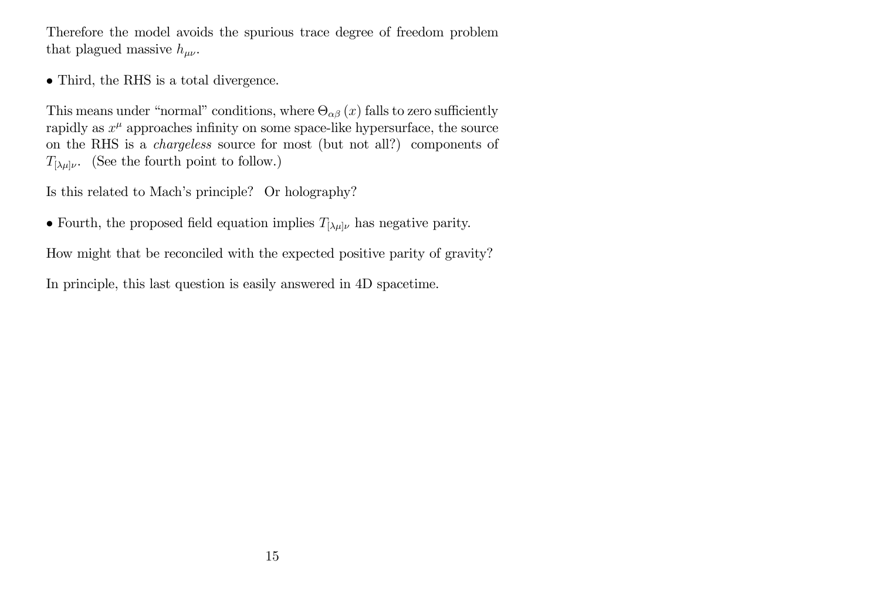Therefore the model avoids the spurious trace degree of freedom problem that plagued massive $h_{\mu\nu}$.

• Third, the RHS is a total divergence.

This means under "normal" conditions, where $\Theta_{\alpha\beta}(x)$ falls to zero sufficiently rapidly as $x^{\mu}$ approaches infinity on some space-like hypersurface, the source on the RHS is a *chargeless* source for most (but not all?) components of $T_{[\lambda\mu]\nu}$. (See the fourth point to follow.)

Is this related to Mach's principle? Or holography?

• Fourth, the proposed field equation implies $T_{[\lambda\mu]\nu}$ has negative parity.

How might that be reconciled with the expected positive parity of gravity?

In principle, this last question is easily answered in 4D spacetime.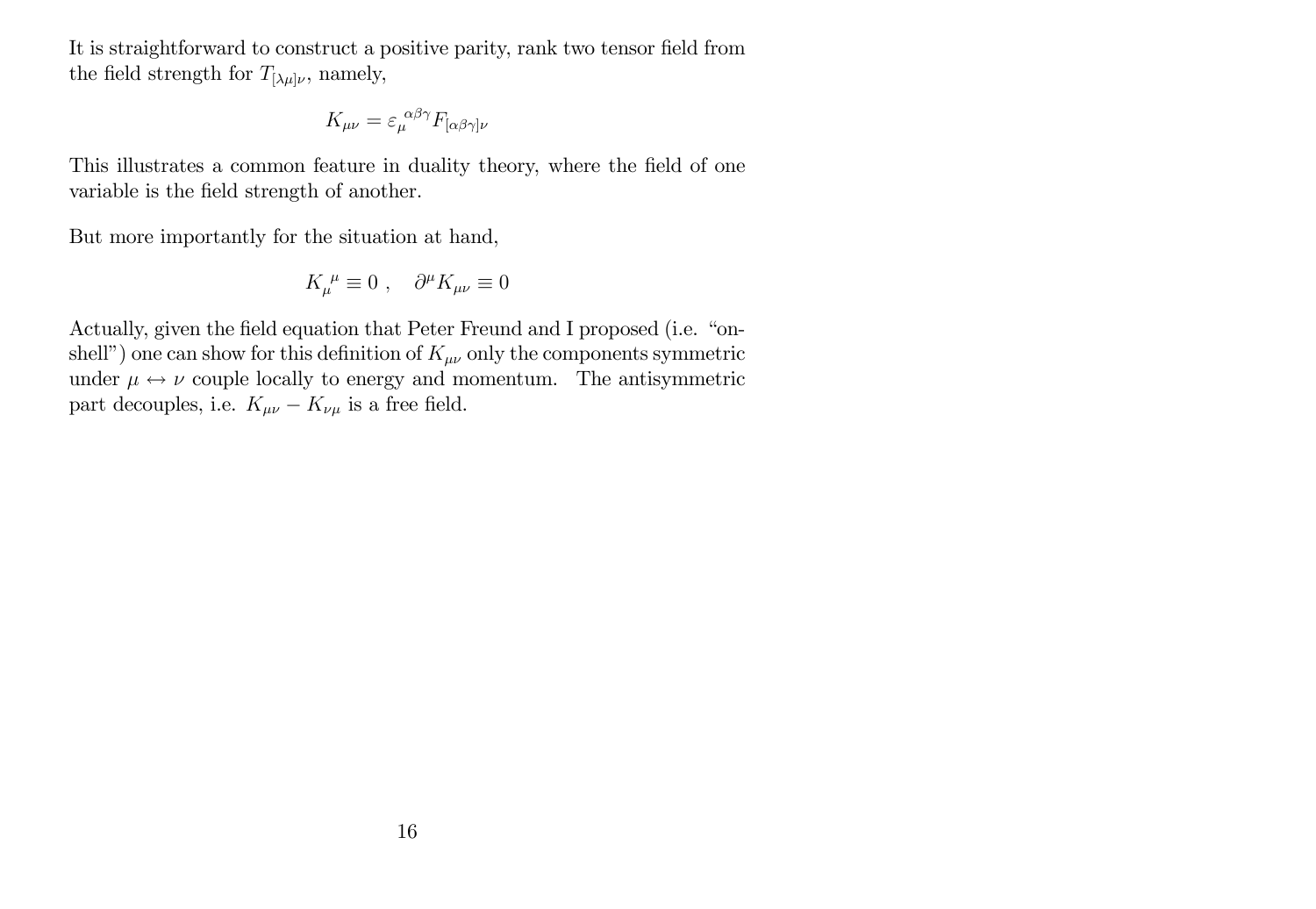It is straightforward to construct a positive parity, rank two tensor field from the field strength for $T_{[\lambda\mu]\nu}$, namely,

$$K_{\mu\nu} = \varepsilon_{\mu}{}^{\alpha\beta\gamma} F_{[\alpha\beta\gamma]\nu}$$

This illustrates a common feature in duality theory, where the field of one variable is the field strength of another.

But more importantly for the situation at hand,

$$K_{\mu}{}^{\mu} \equiv 0 \ , \quad \partial^{\mu} K_{\mu\nu} \equiv 0$$

Actually, given the field equation that Peter Freund and I proposed (i.e. "on-shell") one can show for this definition of $K_{\mu\nu}$ only the components symmetric under $\mu \leftrightarrow \nu$ couple locally to energy and momentum. The antisymmetric part decouples, i.e. $K_{\mu\nu} - K_{\nu\mu}$ is a free field.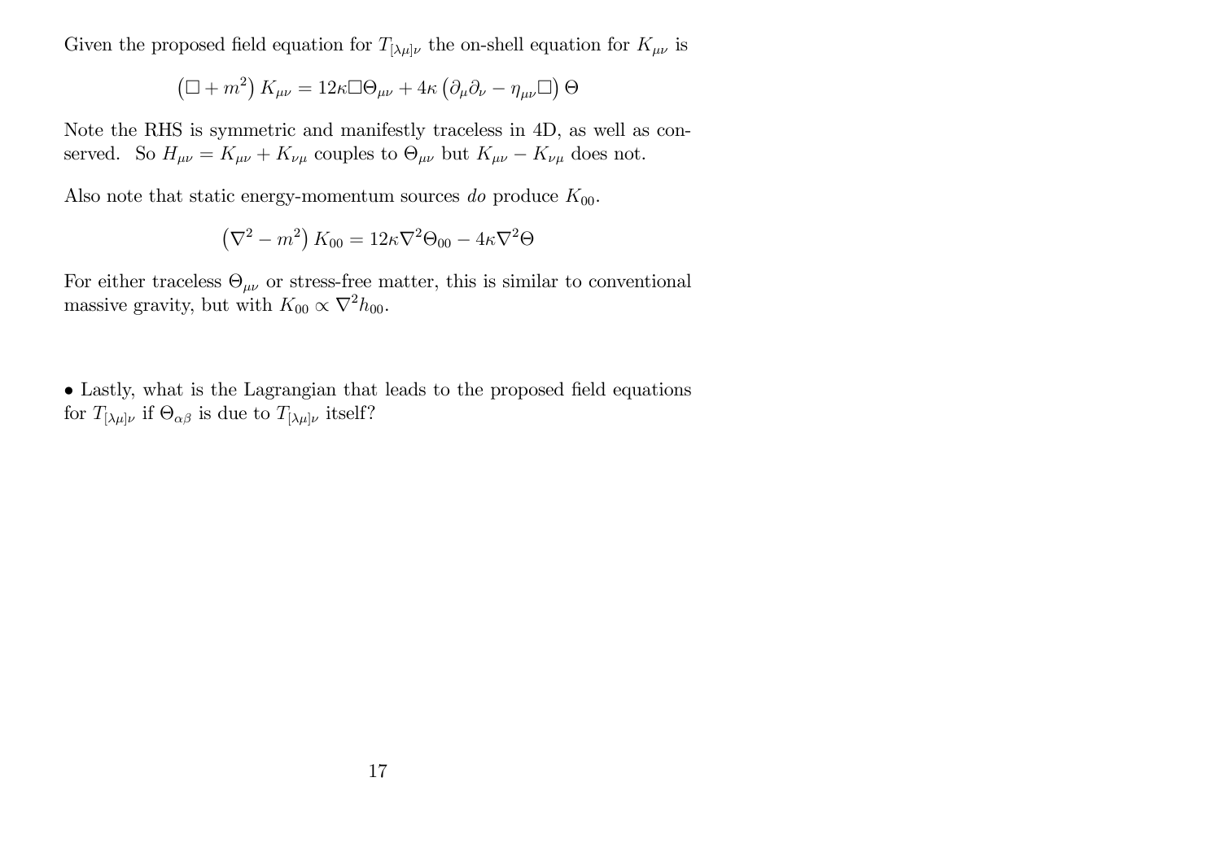Given the proposed field equation for $T_{[\lambda\mu]\nu}$ the on-shell equation for $K_{\mu\nu}$ is

$$\left(\Box + m^2\right) K_{\mu\nu} = 12\kappa \Box \Theta_{\mu\nu} + 4\kappa \left(\partial_\mu \partial_\nu - \eta_{\mu\nu} \Box\right) \Theta$$

Note the RHS is symmetric and manifestly traceless in 4D, as well as conserved. So $H_{\mu\nu} = K_{\mu\nu} + K_{\nu\mu}$ couples to $\Theta_{\mu\nu}$ but $K_{\mu\nu} - K_{\nu\mu}$ does not.

Also note that static energy-momentum sources *do* produce $K_{00}$.

$$\left(\nabla^2 - m^2\right) K_{00} = 12\kappa \nabla^2 \Theta_{00} - 4\kappa \nabla^2 \Theta$$

For either traceless $\Theta_{\mu\nu}$ or stress-free matter, this is similar to conventional massive gravity, but with $K_{00} \propto \nabla^2 h_{00}$.

- Lastly, what is the Lagrangian that leads to the proposed field equations for $T_{[\lambda\mu]\nu}$ if $\Theta_{\alpha\beta}$ is due to $T_{[\lambda\mu]\nu}$ itself?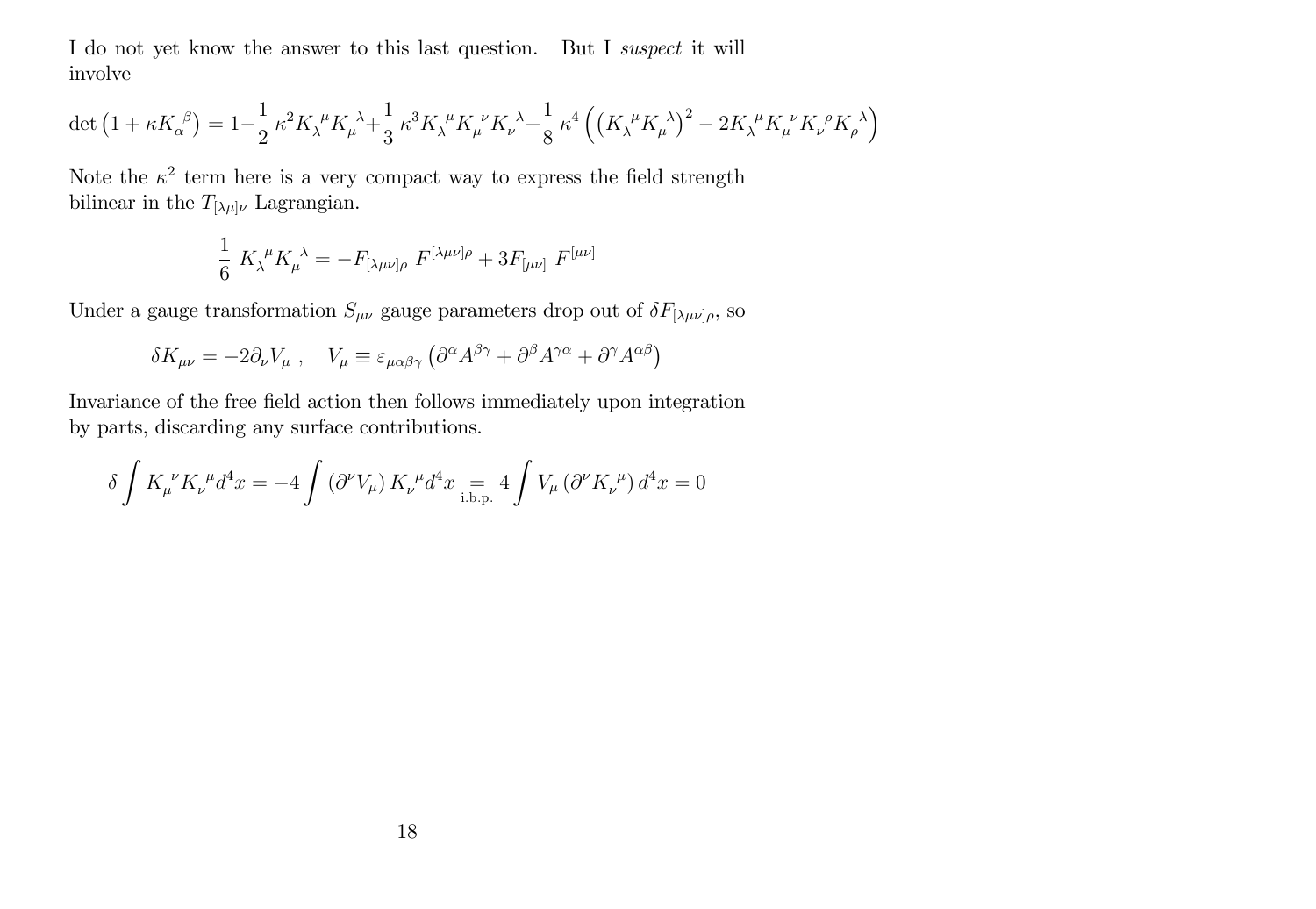I do not yet know the answer to this last question. But I *suspect* it will involve

$$\det\left(1+\kappa K_{\alpha}{}^{\beta}\right)=1-\frac{1}{2}\,\kappa^{2}K_{\lambda}{}^{\mu}K_{\mu}{}^{\lambda}+\frac{1}{3}\,\kappa^{3}K_{\lambda}{}^{\mu}K_{\mu}{}^{\nu}K_{\nu}{}^{\lambda}+\frac{1}{8}\,\kappa^{4}\left(\left(K_{\lambda}{}^{\mu}K_{\mu}{}^{\lambda}\right)^{2}-2K_{\lambda}{}^{\mu}K_{\mu}{}^{\nu}K_{\nu}{}^{\rho}K_{\rho}{}^{\lambda}\right)$$

Note the $\kappa^2$ term here is a very compact way to express the field strength bilinear in the $T_{[\lambda\mu]\nu}$ Lagrangian.

$$\frac{1}{6}\,K_{\lambda}{}^{\mu}K_{\mu}{}^{\lambda}=-F_{[\lambda\mu\nu]\rho}\,F^{[\lambda\mu\nu]\rho}+3F_{[\mu\nu]}\,F^{[\mu\nu]}$$

Under a gauge transformation $S_{\mu\nu}$ gauge parameters drop out of $\delta F_{[\lambda\mu\nu]\rho}$, so

$$\delta K_{\mu\nu}=-2\partial_{\nu}V_{\mu}\ ,\quad V_{\mu}\equiv\varepsilon_{\mu\alpha\beta\gamma}\left(\partial^{\alpha}A^{\beta\gamma}+\partial^{\beta}A^{\gamma\alpha}+\partial^{\gamma}A^{\alpha\beta}\right)$$

Invariance of the free field action then follows immediately upon integration by parts, discarding any surface contributions.

$$\delta\int K_{\mu}{}^{\nu}K_{\nu}{}^{\mu}d^{4}x=-4\int\left(\partial^{\nu}V_{\mu}\right)K_{\nu}{}^{\mu}d^{4}x\underset{\text{i.b.p.}}{=}4\int V_{\mu}\left(\partial^{\nu}K_{\nu}{}^{\mu}\right)d^{4}x=0$$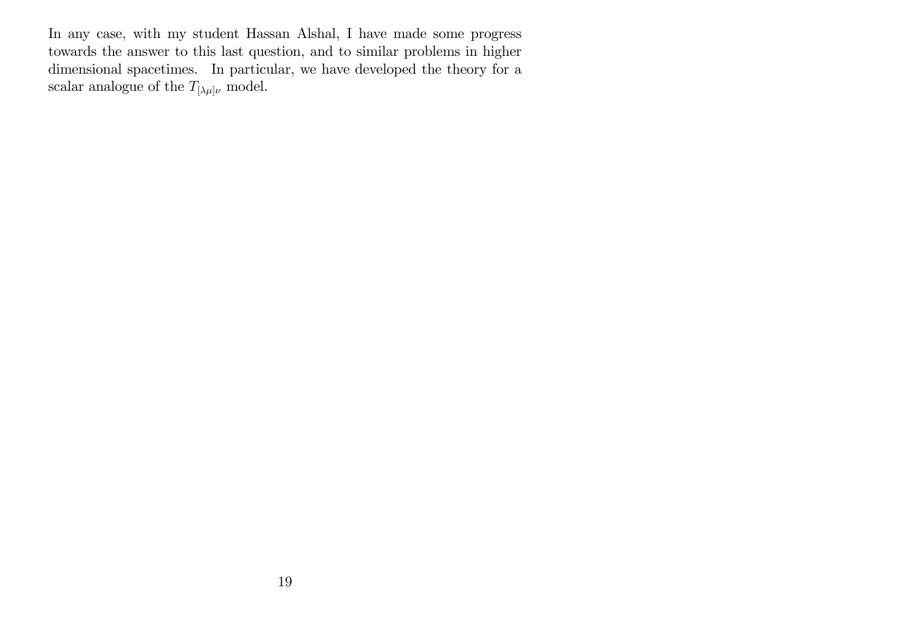In any case, with my student Hassan Alshal, I have made some progress towards the answer to this last question, and to similar problems in higher dimensional spacetimes. In particular, we have developed the theory for a scalar analogue of the $T_{[\lambda\mu]\nu}$ model.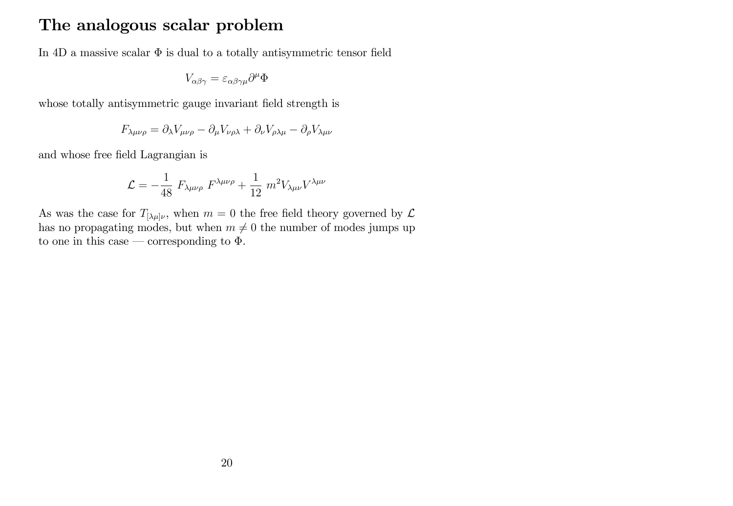# The analogous scalar problem

In 4D a massive scalar $\Phi$ is dual to a totally antisymmetric tensor field

$$V_{\alpha\beta\gamma} = \varepsilon_{\alpha\beta\gamma\mu}\partial^{\mu}\Phi$$

whose totally antisymmetric gauge invariant field strength is

$$F_{\lambda\mu\nu\rho} = \partial_{\lambda}V_{\mu\nu\rho} - \partial_{\mu}V_{\nu\rho\lambda} + \partial_{\nu}V_{\rho\lambda\mu} - \partial_{\rho}V_{\lambda\mu\nu}$$

and whose free field Lagrangian is

$$\mathcal{L} = -\frac{1}{48}\ F_{\lambda\mu\nu\rho}\ F^{\lambda\mu\nu\rho} + \frac{1}{12}\ m^2 V_{\lambda\mu\nu}V^{\lambda\mu\nu}$$

As was the case for $T_{[\lambda\mu]\nu}$, when $m = 0$ the free field theory governed by $\mathcal{L}$ has no propagating modes, but when $m \neq 0$ the number of modes jumps up to one in this case — corresponding to $\Phi$.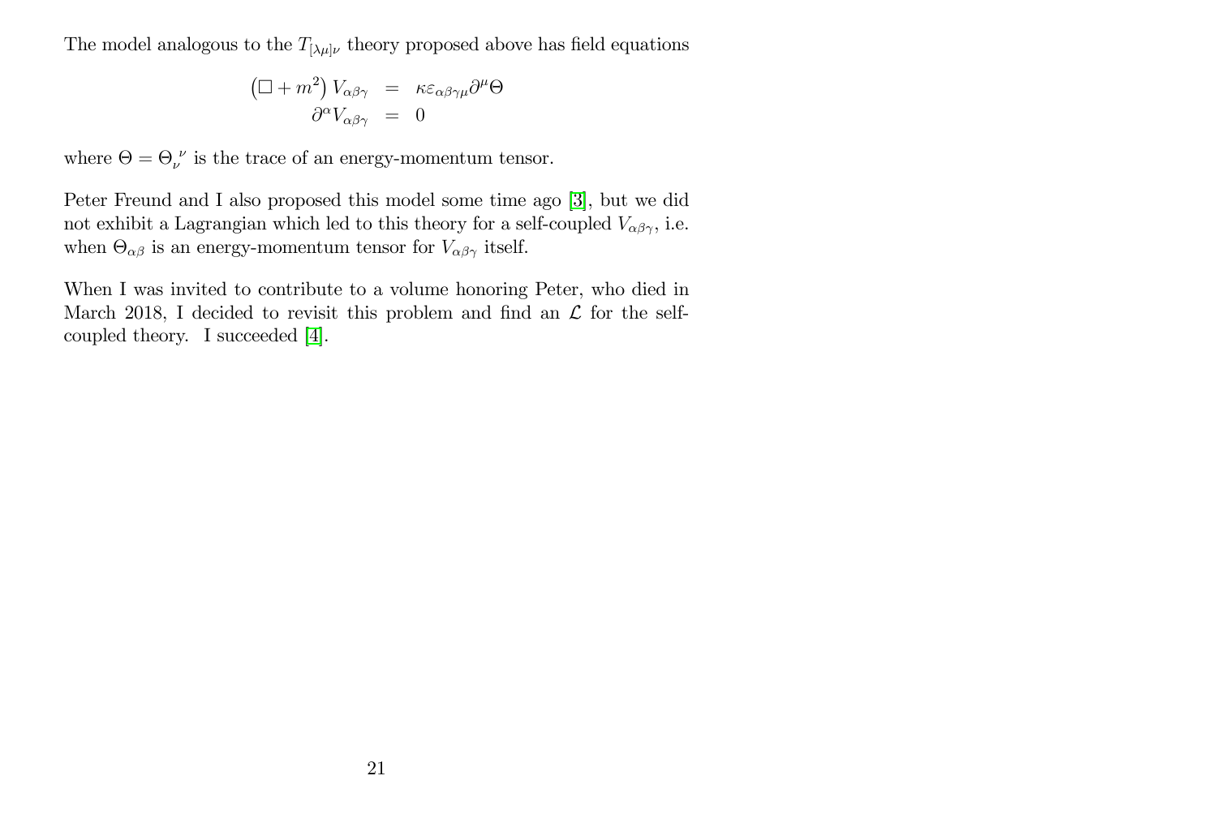The model analogous to the $T_{[\lambda\mu]\nu}$ theory proposed above has field equations

$$
\begin{aligned}
\left(\Box + m^2\right) V_{\alpha\beta\gamma} &= \kappa \varepsilon_{\alpha\beta\gamma\mu} \partial^\mu \Theta \\
\partial^\alpha V_{\alpha\beta\gamma} &= 0
\end{aligned}
$$

where $\Theta = \Theta_\nu^{\ \nu}$ is the trace of an energy-momentum tensor.

Peter Freund and I also proposed this model some time ago [3], but we did not exhibit a Lagrangian which led to this theory for a self-coupled $V_{\alpha\beta\gamma}$, i.e. when $\Theta_{\alpha\beta}$ is an energy-momentum tensor for $V_{\alpha\beta\gamma}$ itself.

When I was invited to contribute to a volume honoring Peter, who died in March 2018, I decided to revisit this problem and find an $\mathcal{L}$ for the self-coupled theory. I succeeded [4].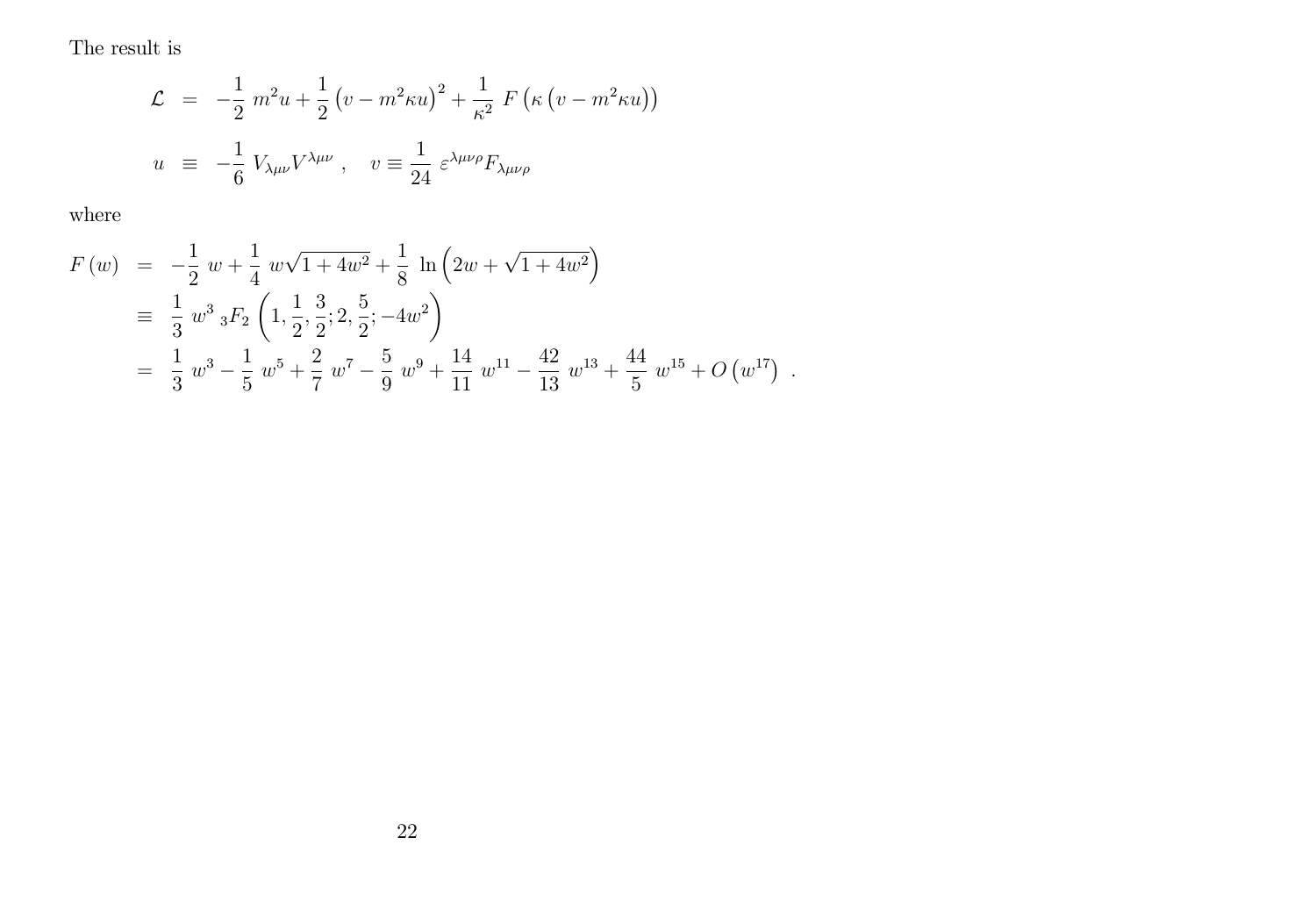The result is

$$
\begin{aligned}
\mathcal{L} &= -\frac{1}{2}\, m^2 u + \frac{1}{2}\left(v - m^2 \kappa u\right)^2 + \frac{1}{\kappa^2}\, F\left(\kappa\left(v - m^2\kappa u\right)\right) \\
u &\equiv -\frac{1}{6}\, V_{\lambda\mu\nu} V^{\lambda\mu\nu}\ , \quad v \equiv \frac{1}{24}\, \varepsilon^{\lambda\mu\nu\rho} F_{\lambda\mu\nu\rho}
\end{aligned}
$$

where

$$
\begin{aligned}
F(w) &= -\frac{1}{2}\, w + \frac{1}{4}\, w\sqrt{1+4w^2} + \frac{1}{8}\, \ln\left(2w + \sqrt{1+4w^2}\right) \\
&\equiv \frac{1}{3}\, w^3\ {}_3F_2\left(1, \frac{1}{2}, \frac{3}{2}; 2, \frac{5}{2}; -4w^2\right) \\
&= \frac{1}{3}\, w^3 - \frac{1}{5}\, w^5 + \frac{2}{7}\, w^7 - \frac{5}{9}\, w^9 + \frac{14}{11}\, w^{11} - \frac{42}{13}\, w^{13} + \frac{44}{5}\, w^{15} + O\left(w^{17}\right)\ .
\end{aligned}
$$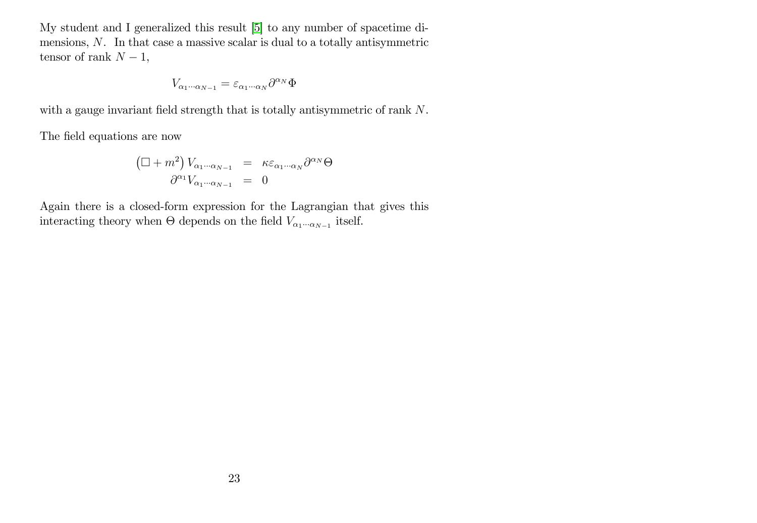My student and I generalized this result [5] to any number of spacetime dimensions, $N$. In that case a massive scalar is dual to a totally antisymmetric tensor of rank $N-1$,

$$V_{\alpha_1 \cdots \alpha_{N-1}} = \varepsilon_{\alpha_1 \cdots \alpha_N} \partial^{\alpha_N} \Phi$$

with a gauge invariant field strength that is totally antisymmetric of rank $N$.

The field equations are now

$$\begin{aligned} \left(\Box + m^2\right) V_{\alpha_1 \cdots \alpha_{N-1}} &= \kappa \varepsilon_{\alpha_1 \cdots \alpha_N} \partial^{\alpha_N} \Theta \\ \partial^{\alpha_1} V_{\alpha_1 \cdots \alpha_{N-1}} &= 0 \end{aligned}$$

Again there is a closed-form expression for the Lagrangian that gives this interacting theory when $\Theta$ depends on the field $V_{\alpha_1 \cdots \alpha_{N-1}}$ itself.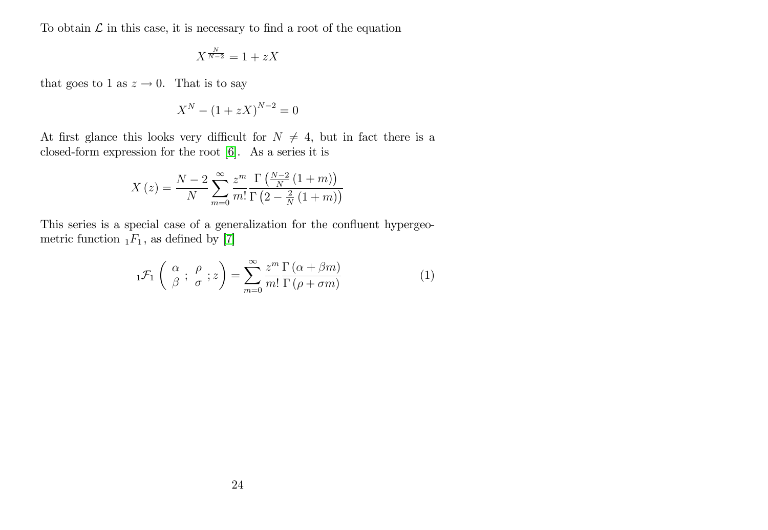To obtain $\mathcal{L}$ in this case, it is necessary to find a root of the equation

$$X^{\frac{N}{N-2}} = 1 + zX$$

that goes to 1 as $z \to 0$. That is to say

$$X^N - (1 + zX)^{N-2} = 0$$

At first glance this looks very difficult for $N \neq 4$, but in fact there is a closed-form expression for the root [6]. As a series it is

$$X(z) = \frac{N-2}{N} \sum_{m=0}^{\infty} \frac{z^m}{m!} \frac{\Gamma\left(\frac{N-2}{N}(1+m)\right)}{\Gamma\left(2 - \frac{2}{N}(1+m)\right)}$$

This series is a special case of a generalization for the confluent hypergeometric function ${}_1F_1$, as defined by [7]

$${}_1\mathcal{F}_1\left(\begin{array}{c}\alpha \\ \beta\end{array}; \begin{array}{c}\rho \\ \sigma\end{array}; z\right) = \sum_{m=0}^{\infty} \frac{z^m}{m!} \frac{\Gamma(\alpha + \beta m)}{\Gamma(\rho + \sigma m)} \tag{1}$$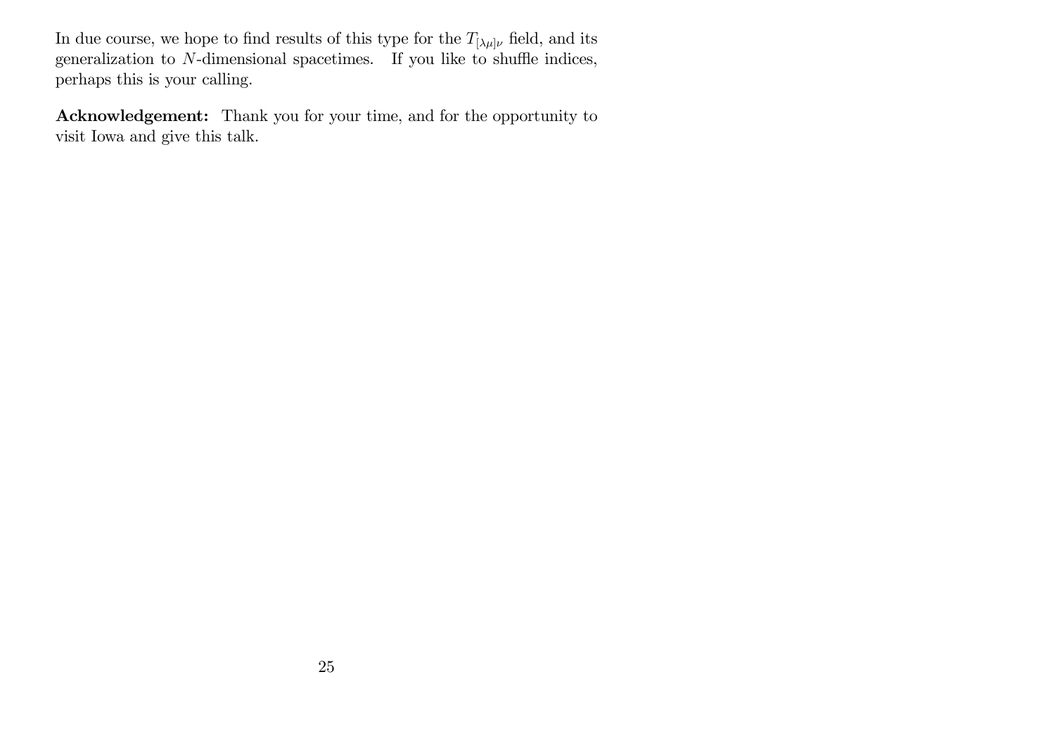In due course, we hope to find results of this type for the $T_{[\lambda\mu]\nu}$ field, and its generalization to $N$-dimensional spacetimes. If you like to shuffle indices, perhaps this is your calling.

**Acknowledgement:** Thank you for your time, and for the opportunity to visit Iowa and give this talk.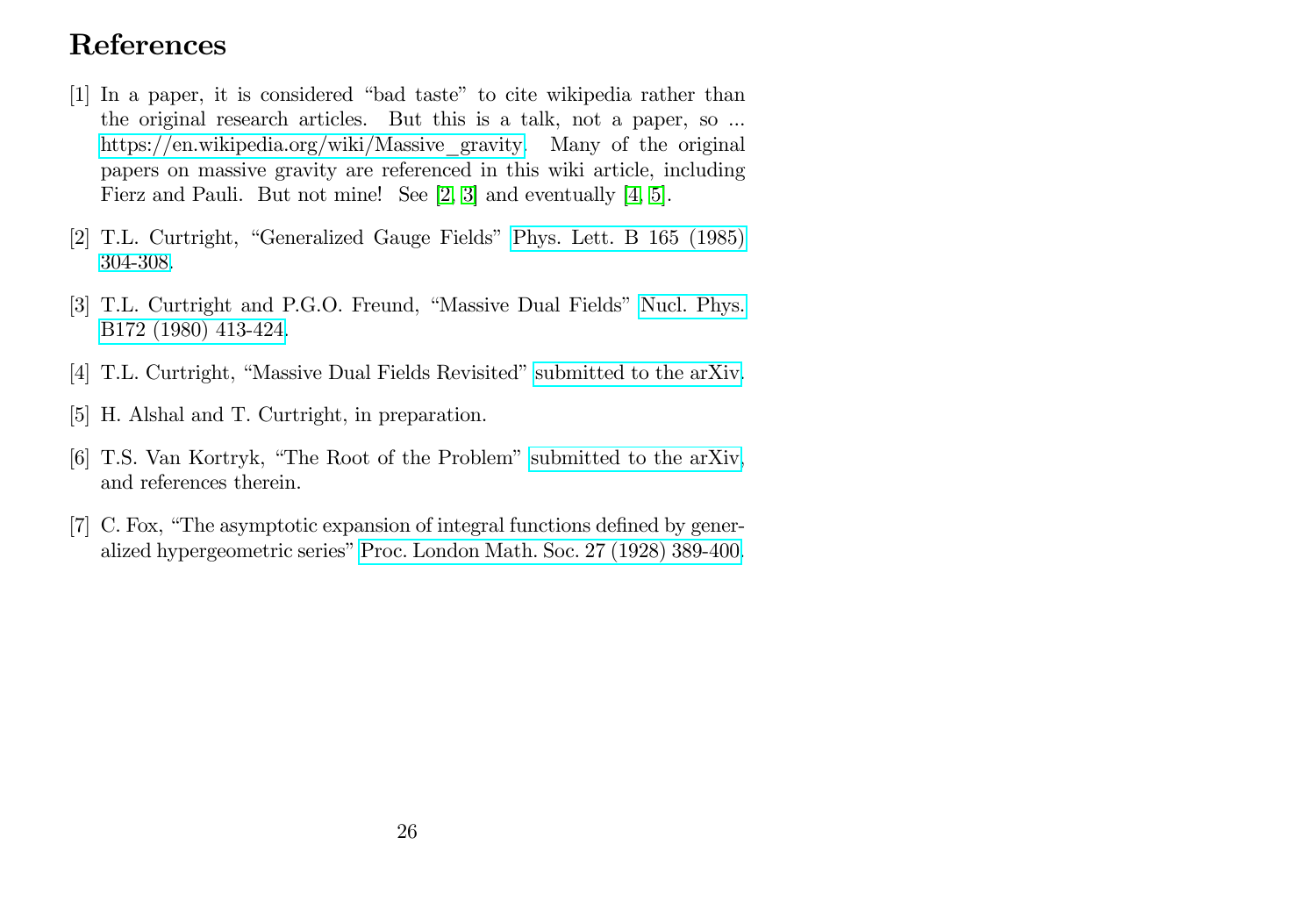# References

[1] In a paper, it is considered “bad taste” to cite wikipedia rather than the original research articles. But this is a talk, not a paper, so ... https://en.wikipedia.org/wiki/Massive_gravity. Many of the original papers on massive gravity are referenced in this wiki article, including Fierz and Pauli. But not mine! See [2, 3] and eventually [4, 5].

[2] T.L. Curtright, “Generalized Gauge Fields” Phys. Lett. B 165 (1985) 304-308.

[3] T.L. Curtright and P.G.O. Freund, “Massive Dual Fields” Nucl. Phys. B172 (1980) 413-424.

[4] T.L. Curtright, “Massive Dual Fields Revisited” submitted to the arXiv.

[5] H. Alshal and T. Curtright, in preparation.

[6] T.S. Van Kortryk, “The Root of the Problem” submitted to the arXiv, and references therein.

[7] C. Fox, “The asymptotic expansion of integral functions defined by generalized hypergeometric series” Proc. London Math. Soc. 27 (1928) 389-400.